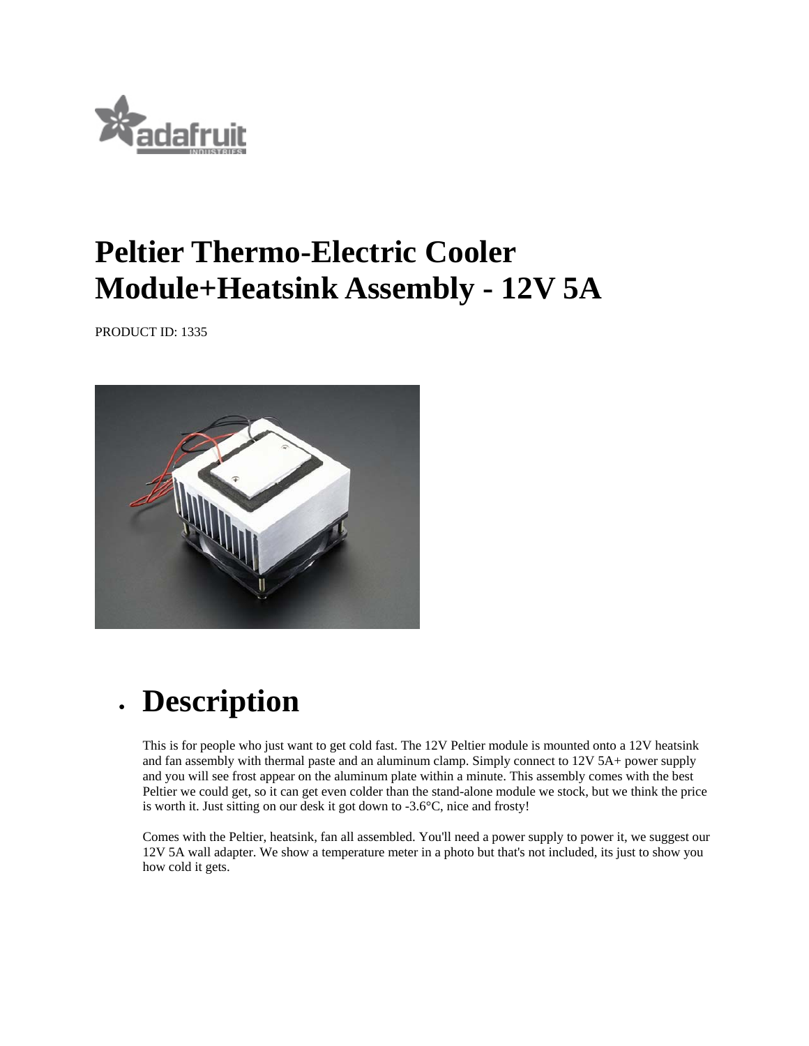# Peltier Thermo-Electric Cooler Module+Heatsink Assembly - 12V 5A

PRODUCT ID: 1335

- ## Description

  This is for people who just want to get cold fast. The 12V Peltier module is mounted onto a 12V heatsink and fan assembly with thermal paste and an aluminum clamp. Simply connect to 12V 5A+ power supply and you will see frost appear on the aluminum plate within a minute. This assembly comes with the best Peltier we could get, so it can get even colder than the stand-alone module we stock, but we think the price is worth it. Just sitting on our desk it got down to -3.6°C, nice and frosty!

  Comes with the Peltier, heatsink, fan all assembled. You'll need a power supply to power it, we suggest our 12V 5A wall adapter. We show a temperature meter in a photo but that's not included, its just to show you how cold it gets.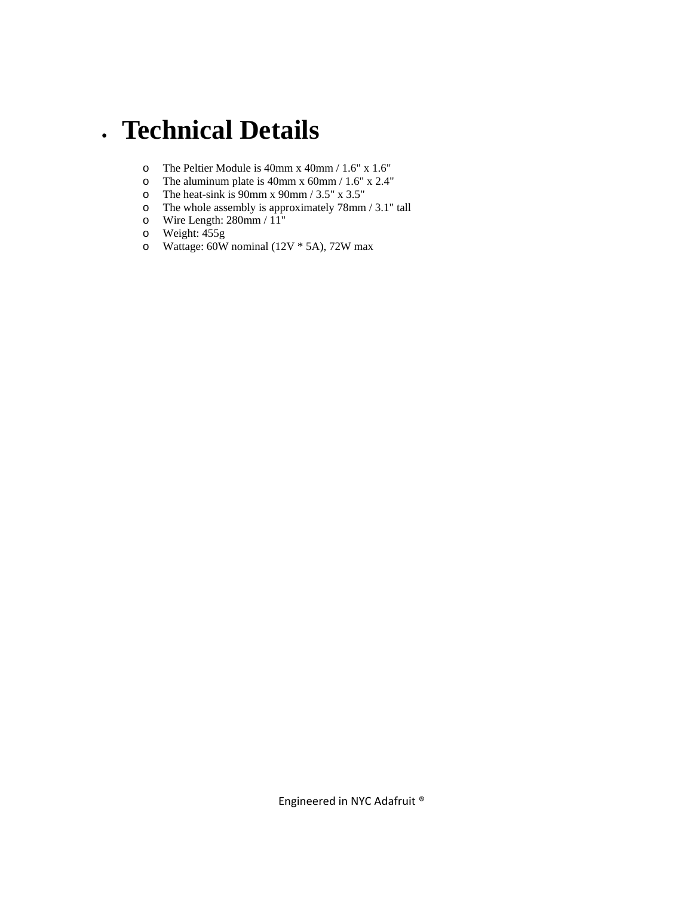- # Technical Details

  - The Peltier Module is 40mm x 40mm / 1.6" x 1.6"
  - The aluminum plate is 40mm x 60mm / 1.6" x 2.4"
  - The heat-sink is 90mm x 90mm / 3.5" x 3.5"
  - The whole assembly is approximately 78mm / 3.1" tall
  - Wire Length: 280mm / 11"
  - Weight: 455g
  - Wattage: 60W nominal (12V * 5A), 72W max